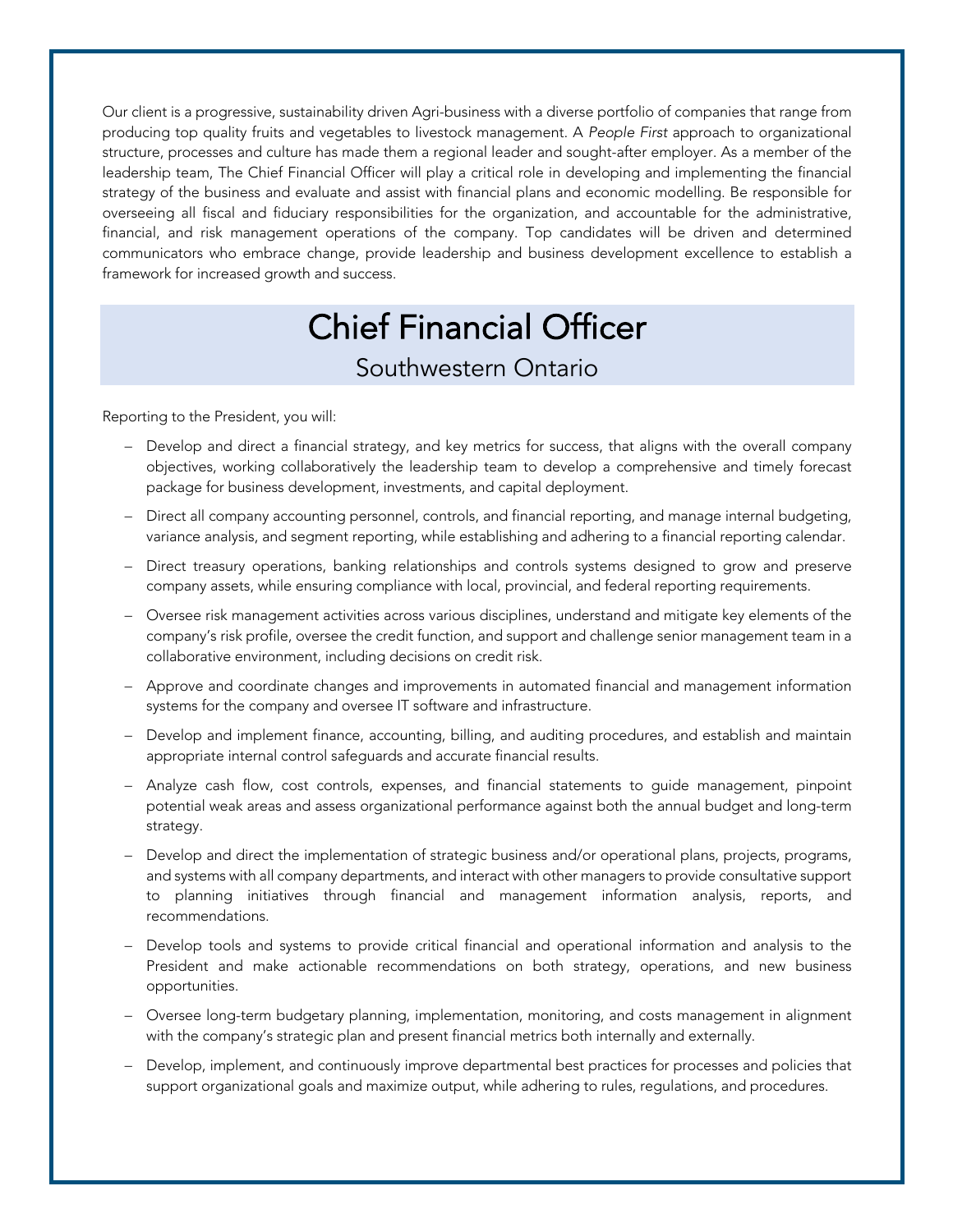Our client is a progressive, sustainability driven Agri-business with a diverse portfolio of companies that range from producing top quality fruits and vegetables to livestock management. A *People First* approach to organizational structure, processes and culture has made them a regional leader and sought-after employer. As a member of the leadership team, The Chief Financial Officer will play a critical role in developing and implementing the financial strategy of the business and evaluate and assist with financial plans and economic modelling. Be responsible for overseeing all fiscal and fiduciary responsibilities for the organization, and accountable for the administrative, financial, and risk management operations of the company. Top candidates will be driven and determined communicators who embrace change, provide leadership and business development excellence to establish a framework for increased growth and success.

# Chief Financial Officer

## Southwestern Ontario

Reporting to the President, you will:

- Develop and direct a financial strategy, and key metrics for success, that aligns with the overall company objectives, working collaboratively the leadership team to develop a comprehensive and timely forecast package for business development, investments, and capital deployment.
- Direct all company accounting personnel, controls, and financial reporting, and manage internal budgeting, variance analysis, and segment reporting, while establishing and adhering to a financial reporting calendar.
- Direct treasury operations, banking relationships and controls systems designed to grow and preserve company assets, while ensuring compliance with local, provincial, and federal reporting requirements.
- Oversee risk management activities across various disciplines, understand and mitigate key elements of the company's risk profile, oversee the credit function, and support and challenge senior management team in a collaborative environment, including decisions on credit risk.
- Approve and coordinate changes and improvements in automated financial and management information systems for the company and oversee IT software and infrastructure.
- Develop and implement finance, accounting, billing, and auditing procedures, and establish and maintain appropriate internal control safeguards and accurate financial results.
- Analyze cash flow, cost controls, expenses, and financial statements to guide management, pinpoint potential weak areas and assess organizational performance against both the annual budget and long-term strategy.
- Develop and direct the implementation of strategic business and/or operational plans, projects, programs, and systems with all company departments, and interact with other managers to provide consultative support to planning initiatives through financial and management information analysis, reports, and recommendations.
- Develop tools and systems to provide critical financial and operational information and analysis to the President and make actionable recommendations on both strategy, operations, and new business opportunities.
- Oversee long-term budgetary planning, implementation, monitoring, and costs management in alignment with the company's strategic plan and present financial metrics both internally and externally.
- Develop, implement, and continuously improve departmental best practices for processes and policies that support organizational goals and maximize output, while adhering to rules, regulations, and procedures.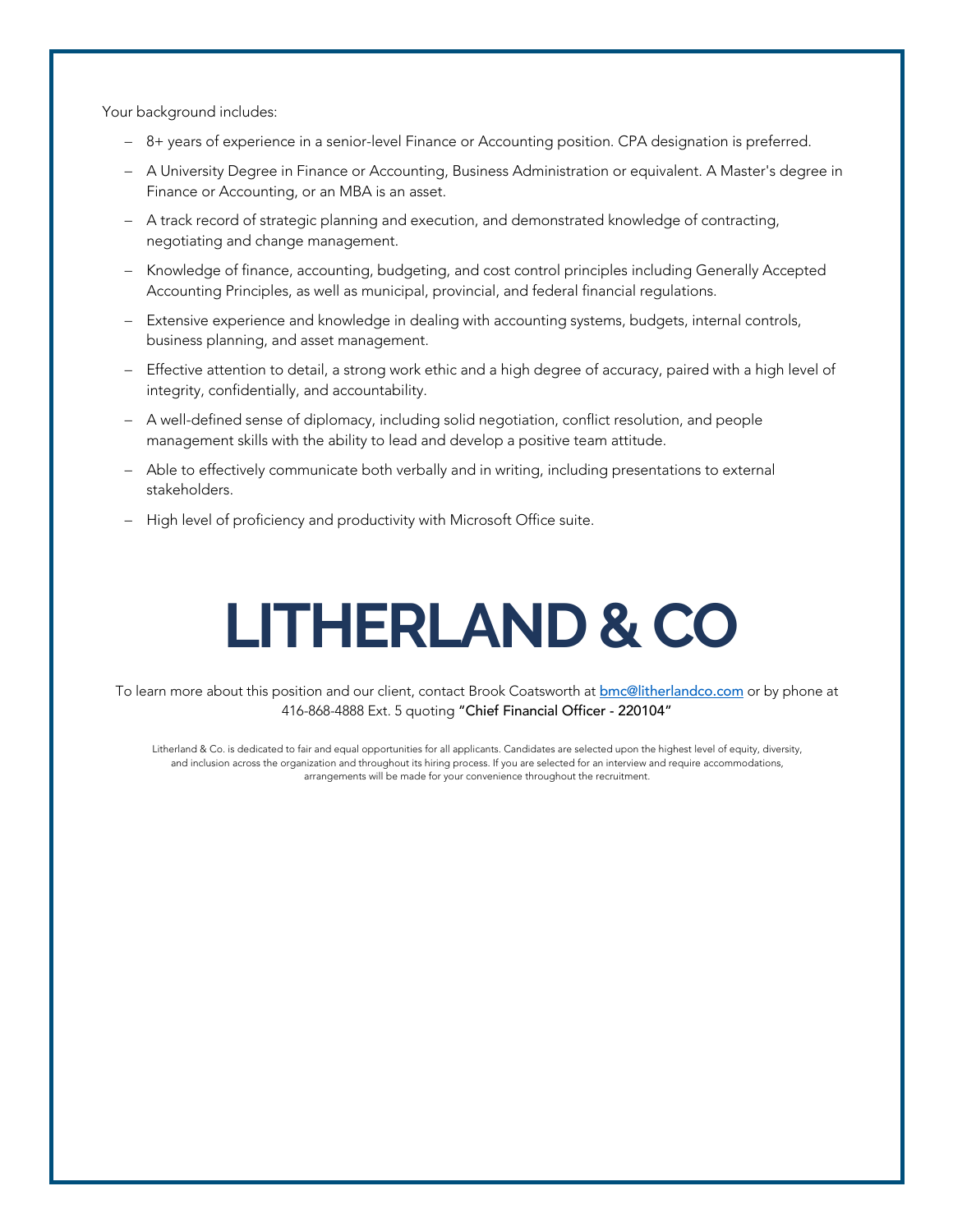Your background includes:

- 8+ years of experience in a senior-level Finance or Accounting position. CPA designation is preferred.
- A University Degree in Finance or Accounting, Business Administration or equivalent. A Master's degree in Finance or Accounting, or an MBA is an asset.
- A track record of strategic planning and execution, and demonstrated knowledge of contracting, negotiating and change management.
- Knowledge of finance, accounting, budgeting, and cost control principles including Generally Accepted Accounting Principles, as well as municipal, provincial, and federal financial regulations.
- Extensive experience and knowledge in dealing with accounting systems, budgets, internal controls, business planning, and asset management.
- Effective attention to detail, a strong work ethic and a high degree of accuracy, paired with a high level of integrity, confidentially, and accountability.
- A well-defined sense of diplomacy, including solid negotiation, conflict resolution, and people management skills with the ability to lead and develop a positive team attitude.
- Able to effectively communicate both verbally and in writing, including presentations to external stakeholders.
- High level of proficiency and productivity with Microsoft Office suite.

# LITHERLAND & CO

To learn more about this position and our client, contact Brook Coatsworth at [bmc@litherlandco.com](mailto:bmc@litherlandco.com) or by phone at 416-868-4888 Ext. 5 quoting **"Chief Financial Officer - 220104"**

Litherland & Co. is dedicated to fair and equal opportunities for all applicants. Candidates are selected upon the highest level of equity, diversity, and inclusion across the organization and throughout its hiring process. If you are selected for an interview and require accommodations, arrangements will be made for your convenience throughout the recruitment.